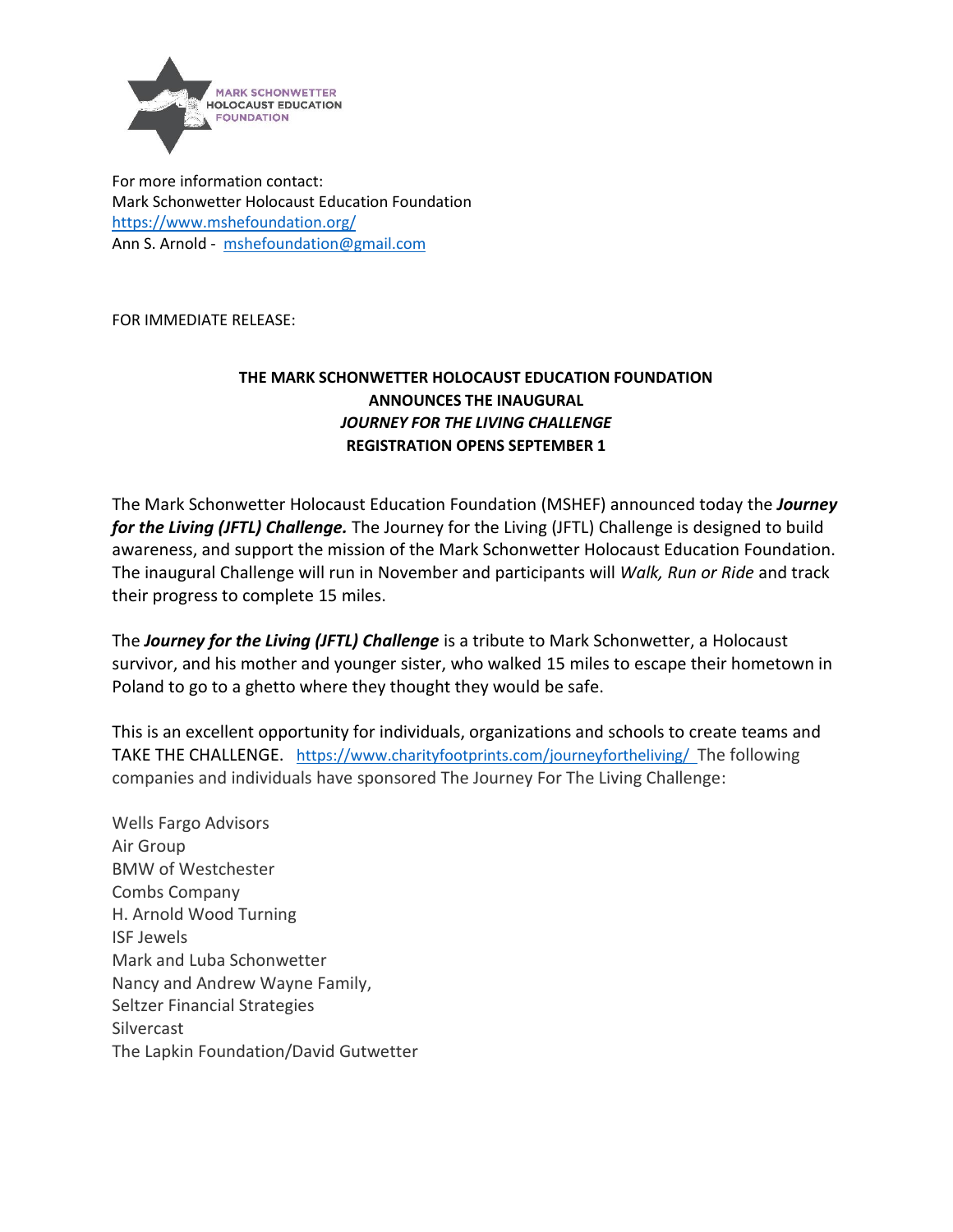MARK SCHONWETTER HOLOCAUST EDUCATION FOUNDATION

For more information contact:
Mark Schonwetter Holocaust Education Foundation
https://www.mshefoundation.org/
Ann S. Arnold - mshefoundation@gmail.com

FOR IMMEDIATE RELEASE:

# THE MARK SCHONWETTER HOLOCAUST EDUCATION FOUNDATION ANNOUNCES THE INAUGURAL *JOURNEY FOR THE LIVING CHALLENGE* REGISTRATION OPENS SEPTEMBER 1

The Mark Schonwetter Holocaust Education Foundation (MSHEF) announced today the ***Journey for the Living (JFTL) Challenge.*** The Journey for the Living (JFTL) Challenge is designed to build awareness, and support the mission of the Mark Schonwetter Holocaust Education Foundation. The inaugural Challenge will run in November and participants will *Walk, Run or Ride* and track their progress to complete 15 miles.

The ***Journey for the Living (JFTL) Challenge*** is a tribute to Mark Schonwetter, a Holocaust survivor, and his mother and younger sister, who walked 15 miles to escape their hometown in Poland to go to a ghetto where they thought they would be safe.

This is an excellent opportunity for individuals, organizations and schools to create teams and TAKE THE CHALLENGE. https://www.charityfootprints.com/journeyfortheliving/ The following companies and individuals have sponsored The Journey For The Living Challenge:

Wells Fargo Advisors
Air Group
BMW of Westchester
Combs Company
H. Arnold Wood Turning
ISF Jewels
Mark and Luba Schonwetter
Nancy and Andrew Wayne Family,
Seltzer Financial Strategies
Silvercast
The Lapkin Foundation/David Gutwetter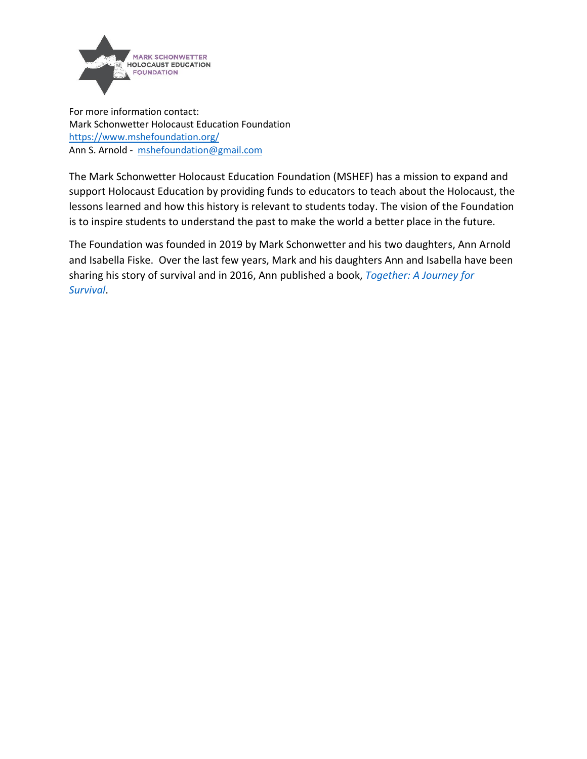MARK SCHONWETTER HOLOCAUST EDUCATION FOUNDATION

For more information contact:
Mark Schonwetter Holocaust Education Foundation
https://www.mshefoundation.org/
Ann S. Arnold - mshefoundation@gmail.com

The Mark Schonwetter Holocaust Education Foundation (MSHEF) has a mission to expand and support Holocaust Education by providing funds to educators to teach about the Holocaust, the lessons learned and how this history is relevant to students today. The vision of the Foundation is to inspire students to understand the past to make the world a better place in the future.

The Foundation was founded in 2019 by Mark Schonwetter and his two daughters, Ann Arnold and Isabella Fiske. Over the last few years, Mark and his daughters Ann and Isabella have been sharing his story of survival and in 2016, Ann published a book, *Together: A Journey for Survival*.